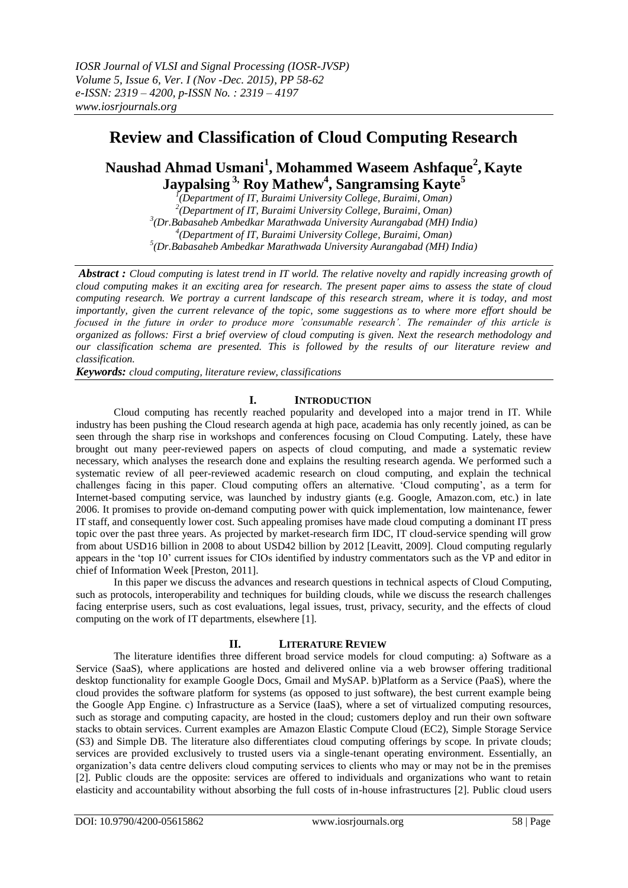# Review and Classification of Cloud Computing Research

**Naushad Ahmad Usmani[1], Mohammed Waseem Ashfaque[2], Kayte Jaypalsing [3], Roy Mathew[4], Sangramsing Kayte[5]**

[1](Department of IT, Buraimi University College, Buraimi, Oman)
[2](Department of IT, Buraimi University College, Buraimi, Oman)
[3](Dr.Babasaheb Ambedkar Marathwada University Aurangabad (MH) India)
[4](Department of IT, Buraimi University College, Buraimi, Oman)
[5](Dr.Babasaheb Ambedkar Marathwada University Aurangabad (MH) India)

***Abstract :*** *Cloud computing is latest trend in IT world. The relative novelty and rapidly increasing growth of cloud computing makes it an exciting area for research. The present paper aims to assess the state of cloud computing research. We portray a current landscape of this research stream, where it is today, and most importantly, given the current relevance of the topic, some suggestions as to where more effort should be focused in the future in order to produce more 'consumable research'. The remainder of this article is organized as follows: First a brief overview of cloud computing is given. Next the research methodology and our classification schema are presented. This is followed by the results of our literature review and classification.*

***Keywords:*** *cloud computing, literature review, classifications*

## I. Introduction

Cloud computing has recently reached popularity and developed into a major trend in IT. While industry has been pushing the Cloud research agenda at high pace, academia has only recently joined, as can be seen through the sharp rise in workshops and conferences focusing on Cloud Computing. Lately, these have brought out many peer-reviewed papers on aspects of cloud computing, and made a systematic review necessary, which analyses the research done and explains the resulting research agenda. We performed such a systematic review of all peer-reviewed academic research on cloud computing, and explain the technical challenges facing in this paper. Cloud computing offers an alternative. 'Cloud computing', as a term for Internet-based computing service, was launched by industry giants (e.g. Google, Amazon.com, etc.) in late 2006. It promises to provide on-demand computing power with quick implementation, low maintenance, fewer IT staff, and consequently lower cost. Such appealing promises have made cloud computing a dominant IT press topic over the past three years. As projected by market-research firm IDC, IT cloud-service spending will grow from about USD16 billion in 2008 to about USD42 billion by 2012 [Leavitt, 2009]. Cloud computing regularly appears in the 'top 10' current issues for CIOs identified by industry commentators such as the VP and editor in chief of Information Week [Preston, 2011].

In this paper we discuss the advances and research questions in technical aspects of Cloud Computing, such as protocols, interoperability and techniques for building clouds, while we discuss the research challenges facing enterprise users, such as cost evaluations, legal issues, trust, privacy, security, and the effects of cloud computing on the work of IT departments, elsewhere [1].

## II. Literature Review

The literature identifies three different broad service models for cloud computing: a) Software as a Service (SaaS), where applications are hosted and delivered online via a web browser offering traditional desktop functionality for example Google Docs, Gmail and MySAP. b)Platform as a Service (PaaS), where the cloud provides the software platform for systems (as opposed to just software), the best current example being the Google App Engine. c) Infrastructure as a Service (IaaS), where a set of virtualized computing resources, such as storage and computing capacity, are hosted in the cloud; customers deploy and run their own software stacks to obtain services. Current examples are Amazon Elastic Compute Cloud (EC2), Simple Storage Service (S3) and Simple DB. The literature also differentiates cloud computing offerings by scope. In private clouds; services are provided exclusively to trusted users via a single-tenant operating environment. Essentially, an organization's data centre delivers cloud computing services to clients who may or may not be in the premises [2]. Public clouds are the opposite: services are offered to individuals and organizations who want to retain elasticity and accountability without absorbing the full costs of in-house infrastructures [2]. Public cloud users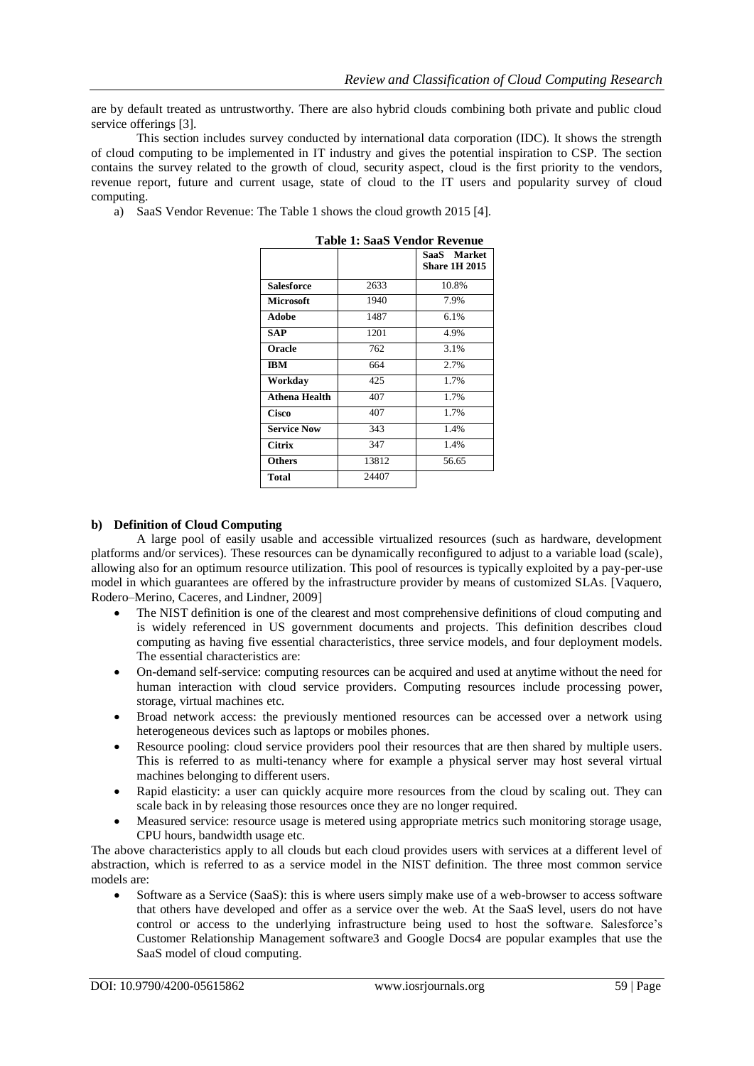are by default treated as untrustworthy. There are also hybrid clouds combining both private and public cloud service offerings [3].

This section includes survey conducted by international data corporation (IDC). It shows the strength of cloud computing to be implemented in IT industry and gives the potential inspiration to CSP. The section contains the survey related to the growth of cloud, security aspect, cloud is the first priority to the vendors, revenue report, future and current usage, state of cloud to the IT users and popularity survey of cloud computing.

a) SaaS Vendor Revenue: The Table 1 shows the cloud growth 2015 [4].

**Table 1: SaaS Vendor Revenue**

| | | SaaS Market Share 1H 2015 |
|---|---|---|
| **Salesforce** | 2633 | 10.8% |
| **Microsoft** | 1940 | 7.9% |
| **Adobe** | 1487 | 6.1% |
| **SAP** | 1201 | 4.9% |
| **Oracle** | 762 | 3.1% |
| **IBM** | 664 | 2.7% |
| **Workday** | 425 | 1.7% |
| **Athena Health** | 407 | 1.7% |
| **Cisco** | 407 | 1.7% |
| **Service Now** | 343 | 1.4% |
| **Citrix** | 347 | 1.4% |
| **Others** | 13812 | 56.65 |
| **Total** | 24407 | |

**b) Definition of Cloud Computing**

A large pool of easily usable and accessible virtualized resources (such as hardware, development platforms and/or services). These resources can be dynamically reconfigured to adjust to a variable load (scale), allowing also for an optimum resource utilization. This pool of resources is typically exploited by a pay-per-use model in which guarantees are offered by the infrastructure provider by means of customized SLAs. [Vaquero, Rodero–Merino, Caceres, and Lindner, 2009]

- The NIST definition is one of the clearest and most comprehensive definitions of cloud computing and is widely referenced in US government documents and projects. This definition describes cloud computing as having five essential characteristics, three service models, and four deployment models. The essential characteristics are:
- On-demand self-service: computing resources can be acquired and used at anytime without the need for human interaction with cloud service providers. Computing resources include processing power, storage, virtual machines etc.
- Broad network access: the previously mentioned resources can be accessed over a network using heterogeneous devices such as laptops or mobiles phones.
- Resource pooling: cloud service providers pool their resources that are then shared by multiple users. This is referred to as multi-tenancy where for example a physical server may host several virtual machines belonging to different users.
- Rapid elasticity: a user can quickly acquire more resources from the cloud by scaling out. They can scale back in by releasing those resources once they are no longer required.
- Measured service: resource usage is metered using appropriate metrics such monitoring storage usage, CPU hours, bandwidth usage etc.

The above characteristics apply to all clouds but each cloud provides users with services at a different level of abstraction, which is referred to as a service model in the NIST definition. The three most common service models are:

- Software as a Service (SaaS): this is where users simply make use of a web-browser to access software that others have developed and offer as a service over the web. At the SaaS level, users do not have control or access to the underlying infrastructure being used to host the software. Salesforce's Customer Relationship Management software3 and Google Docs4 are popular examples that use the SaaS model of cloud computing.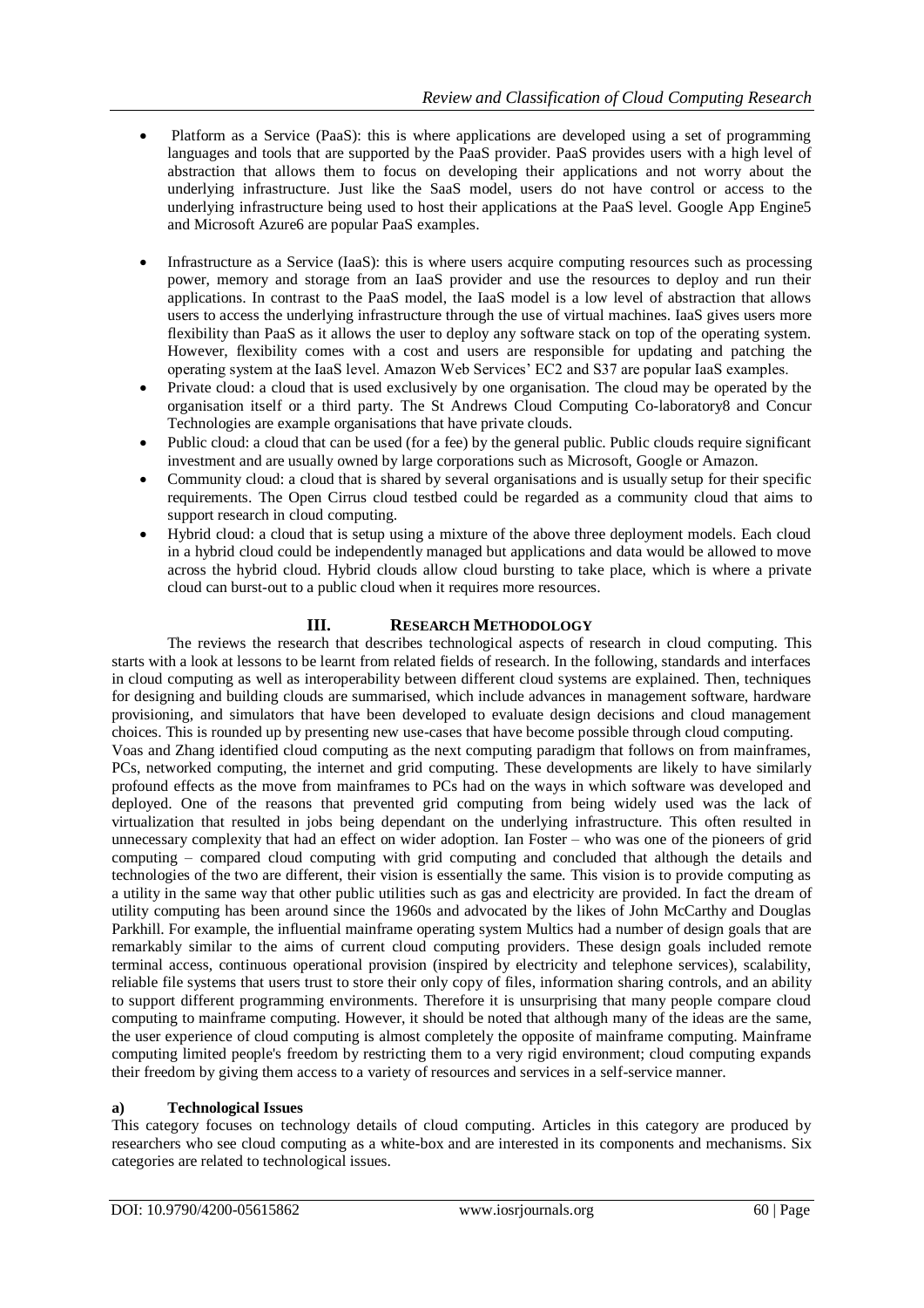- Platform as a Service (PaaS): this is where applications are developed using a set of programming languages and tools that are supported by the PaaS provider. PaaS provides users with a high level of abstraction that allows them to focus on developing their applications and not worry about the underlying infrastructure. Just like the SaaS model, users do not have control or access to the underlying infrastructure being used to host their applications at the PaaS level. Google App Engine5 and Microsoft Azure6 are popular PaaS examples.

- Infrastructure as a Service (IaaS): this is where users acquire computing resources such as processing power, memory and storage from an IaaS provider and use the resources to deploy and run their applications. In contrast to the PaaS model, the IaaS model is a low level of abstraction that allows users to access the underlying infrastructure through the use of virtual machines. IaaS gives users more flexibility than PaaS as it allows the user to deploy any software stack on top of the operating system. However, flexibility comes with a cost and users are responsible for updating and patching the operating system at the IaaS level. Amazon Web Services' EC2 and S37 are popular IaaS examples.
- Private cloud: a cloud that is used exclusively by one organisation. The cloud may be operated by the organisation itself or a third party. The St Andrews Cloud Computing Co-laboratory8 and Concur Technologies are example organisations that have private clouds.
- Public cloud: a cloud that can be used (for a fee) by the general public. Public clouds require significant investment and are usually owned by large corporations such as Microsoft, Google or Amazon.
- Community cloud: a cloud that is shared by several organisations and is usually setup for their specific requirements. The Open Cirrus cloud testbed could be regarded as a community cloud that aims to support research in cloud computing.
- Hybrid cloud: a cloud that is setup using a mixture of the above three deployment models. Each cloud in a hybrid cloud could be independently managed but applications and data would be allowed to move across the hybrid cloud. Hybrid clouds allow cloud bursting to take place, which is where a private cloud can burst-out to a public cloud when it requires more resources.

## III. Research Methodology

The reviews the research that describes technological aspects of research in cloud computing. This starts with a look at lessons to be learnt from related fields of research. In the following, standards and interfaces in cloud computing as well as interoperability between different cloud systems are explained. Then, techniques for designing and building clouds are summarised, which include advances in management software, hardware provisioning, and simulators that have been developed to evaluate design decisions and cloud management choices. This is rounded up by presenting new use-cases that have become possible through cloud computing.

Voas and Zhang identified cloud computing as the next computing paradigm that follows on from mainframes, PCs, networked computing, the internet and grid computing. These developments are likely to have similarly profound effects as the move from mainframes to PCs had on the ways in which software was developed and deployed. One of the reasons that prevented grid computing from being widely used was the lack of virtualization that resulted in jobs being dependant on the underlying infrastructure. This often resulted in unnecessary complexity that had an effect on wider adoption. Ian Foster – who was one of the pioneers of grid computing – compared cloud computing with grid computing and concluded that although the details and technologies of the two are different, their vision is essentially the same. This vision is to provide computing as a utility in the same way that other public utilities such as gas and electricity are provided. In fact the dream of utility computing has been around since the 1960s and advocated by the likes of John McCarthy and Douglas Parkhill. For example, the influential mainframe operating system Multics had a number of design goals that are remarkably similar to the aims of current cloud computing providers. These design goals included remote terminal access, continuous operational provision (inspired by electricity and telephone services), scalability, reliable file systems that users trust to store their only copy of files, information sharing controls, and an ability to support different programming environments. Therefore it is unsurprising that many people compare cloud computing to mainframe computing. However, it should be noted that although many of the ideas are the same, the user experience of cloud computing is almost completely the opposite of mainframe computing. Mainframe computing limited people's freedom by restricting them to a very rigid environment; cloud computing expands their freedom by giving them access to a variety of resources and services in a self-service manner.

### a) Technological Issues

This category focuses on technology details of cloud computing. Articles in this category are produced by researchers who see cloud computing as a white-box and are interested in its components and mechanisms. Six categories are related to technological issues.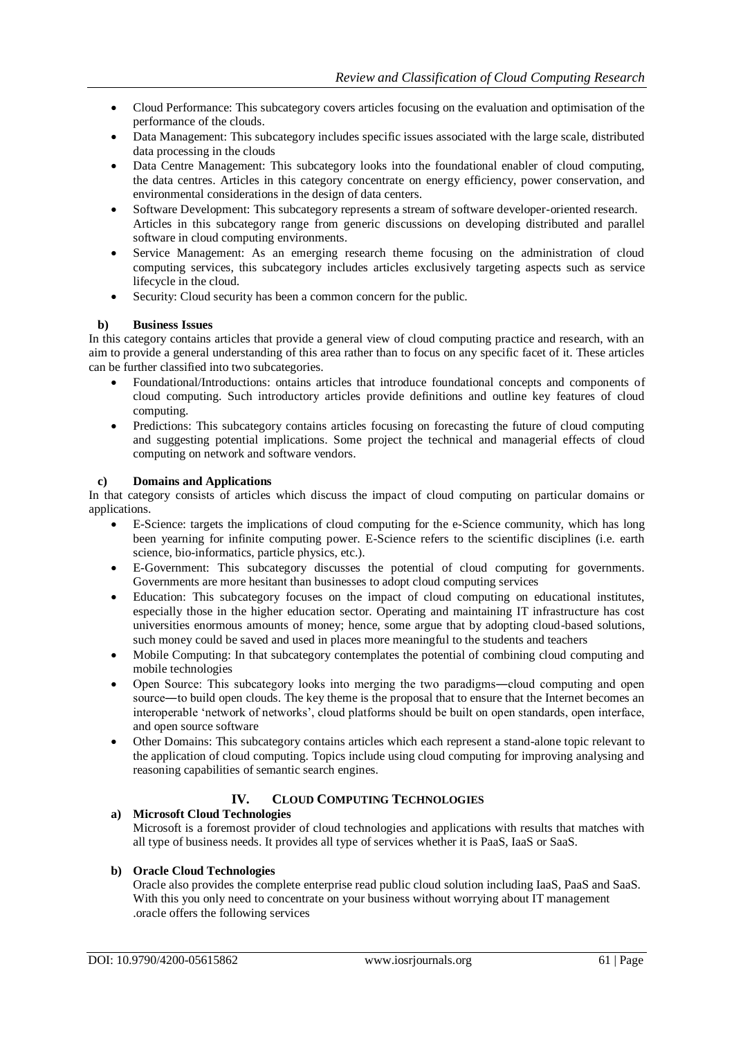- Cloud Performance: This subcategory covers articles focusing on the evaluation and optimisation of the performance of the clouds.
- Data Management: This subcategory includes specific issues associated with the large scale, distributed data processing in the clouds
- Data Centre Management: This subcategory looks into the foundational enabler of cloud computing, the data centres. Articles in this category concentrate on energy efficiency, power conservation, and environmental considerations in the design of data centers.
- Software Development: This subcategory represents a stream of software developer-oriented research. Articles in this subcategory range from generic discussions on developing distributed and parallel software in cloud computing environments.
- Service Management: As an emerging research theme focusing on the administration of cloud computing services, this subcategory includes articles exclusively targeting aspects such as service lifecycle in the cloud.
- Security: Cloud security has been a common concern for the public.

### b) Business Issues

In this category contains articles that provide a general view of cloud computing practice and research, with an aim to provide a general understanding of this area rather than to focus on any specific facet of it. These articles can be further classified into two subcategories.

- Foundational/Introductions: ontains articles that introduce foundational concepts and components of cloud computing. Such introductory articles provide definitions and outline key features of cloud computing.
- Predictions: This subcategory contains articles focusing on forecasting the future of cloud computing and suggesting potential implications. Some project the technical and managerial effects of cloud computing on network and software vendors.

### c) Domains and Applications

In that category consists of articles which discuss the impact of cloud computing on particular domains or applications.

- E-Science: targets the implications of cloud computing for the e-Science community, which has long been yearning for infinite computing power. E-Science refers to the scientific disciplines (i.e. earth science, bio-informatics, particle physics, etc.).
- E-Government: This subcategory discusses the potential of cloud computing for governments. Governments are more hesitant than businesses to adopt cloud computing services
- Education: This subcategory focuses on the impact of cloud computing on educational institutes, especially those in the higher education sector. Operating and maintaining IT infrastructure has cost universities enormous amounts of money; hence, some argue that by adopting cloud-based solutions, such money could be saved and used in places more meaningful to the students and teachers
- Mobile Computing: In that subcategory contemplates the potential of combining cloud computing and mobile technologies
- Open Source: This subcategory looks into merging the two paradigms―cloud computing and open source―to build open clouds. The key theme is the proposal that to ensure that the Internet becomes an interoperable 'network of networks', cloud platforms should be built on open standards, open interface, and open source software
- Other Domains: This subcategory contains articles which each represent a stand-alone topic relevant to the application of cloud computing. Topics include using cloud computing for improving analysing and reasoning capabilities of semantic search engines.

## IV. Cloud Computing Technologies

### a) Microsoft Cloud Technologies

Microsoft is a foremost provider of cloud technologies and applications with results that matches with all type of business needs. It provides all type of services whether it is PaaS, IaaS or SaaS.

### b) Oracle Cloud Technologies

Oracle also provides the complete enterprise read public cloud solution including IaaS, PaaS and SaaS. With this you only need to concentrate on your business without worrying about IT management .oracle offers the following services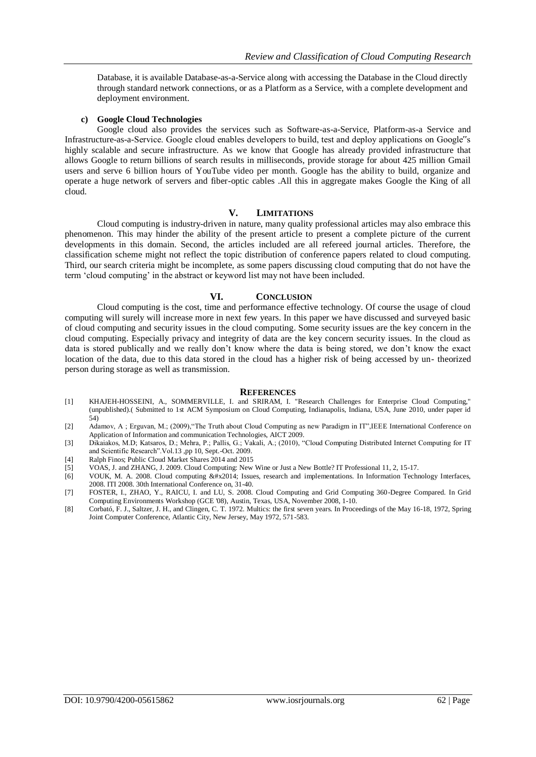Database, it is available Database-as-a-Service along with accessing the Database in the Cloud directly through standard network connections, or as a Platform as a Service, with a complete development and deployment environment.

#### c) Google Cloud Technologies

Google cloud also provides the services such as Software-as-a-Service, Platform-as-a Service and Infrastructure-as-a-Service. Google cloud enables developers to build, test and deploy applications on Google"s highly scalable and secure infrastructure. As we know that Google has already provided infrastructure that allows Google to return billions of search results in milliseconds, provide storage for about 425 million Gmail users and serve 6 billion hours of YouTube video per month. Google has the ability to build, organize and operate a huge network of servers and fiber-optic cables .All this in aggregate makes Google the King of all cloud.

## V. Limitations

Cloud computing is industry-driven in nature, many quality professional articles may also embrace this phenomenon. This may hinder the ability of the present article to present a complete picture of the current developments in this domain. Second, the articles included are all refereed journal articles. Therefore, the classification scheme might not reflect the topic distribution of conference papers related to cloud computing. Third, our search criteria might be incomplete, as some papers discussing cloud computing that do not have the term 'cloud computing' in the abstract or keyword list may not have been included.

## VI. Conclusion

Cloud computing is the cost, time and performance effective technology. Of course the usage of cloud computing will surely will increase more in next few years. In this paper we have discussed and surveyed basic of cloud computing and security issues in the cloud computing. Some security issues are the key concern in the cloud computing. Especially privacy and integrity of data are the key concern security issues. In the cloud as data is stored publically and we really don't know where the data is being stored, we don't know the exact location of the data, due to this data stored in the cloud has a higher risk of being accessed by un- theorized person during storage as well as transmission.

## References

[1] KHAJEH-HOSSEINI, A., SOMMERVILLE, I. and SRIRAM, I. "Research Challenges for Enterprise Cloud Computing," (unpublished).( Submitted to 1st ACM Symposium on Cloud Computing, Indianapolis, Indiana, USA, June 2010, under paper id 54)

[2] Adamov, A ; Erguvan, M.; (2009),"The Truth about Cloud Computing as new Paradigm in IT",IEEE International Conference on Application of Information and communication Technologies, AICT 2009.

[3] Dikaiakos, M.D; Katsaros, D.; Mehra, P.; Pallis, G.; Vakali, A.; (2010), "Cloud Computing Distributed Internet Computing for IT and Scientific Research".Vol.13 ,pp 10, Sept.-Oct. 2009.

[4] Ralph Finos; Public Cloud Market Shares 2014 and 2015

[5] VOAS, J. and ZHANG, J. 2009. Cloud Computing: New Wine or Just a New Bottle? IT Professional 11, 2, 15-17.

[6] VOUK, M. A. 2008. Cloud computing &#x2014; Issues, research and implementations. In Information Technology Interfaces, 2008. ITI 2008. 30th International Conference on, 31-40.

[7] FOSTER, I., ZHAO, Y., RAICU, I. and LU, S. 2008. Cloud Computing and Grid Computing 360-Degree Compared. In Grid Computing Environments Workshop (GCE '08), Austin, Texas, USA, November 2008, 1-10.

[8] Corbató, F. J., Saltzer, J. H., and Clingen, C. T. 1972. Multics: the first seven years. In Proceedings of the May 16-18, 1972, Spring Joint Computer Conference, Atlantic City, New Jersey, May 1972, 571-583.